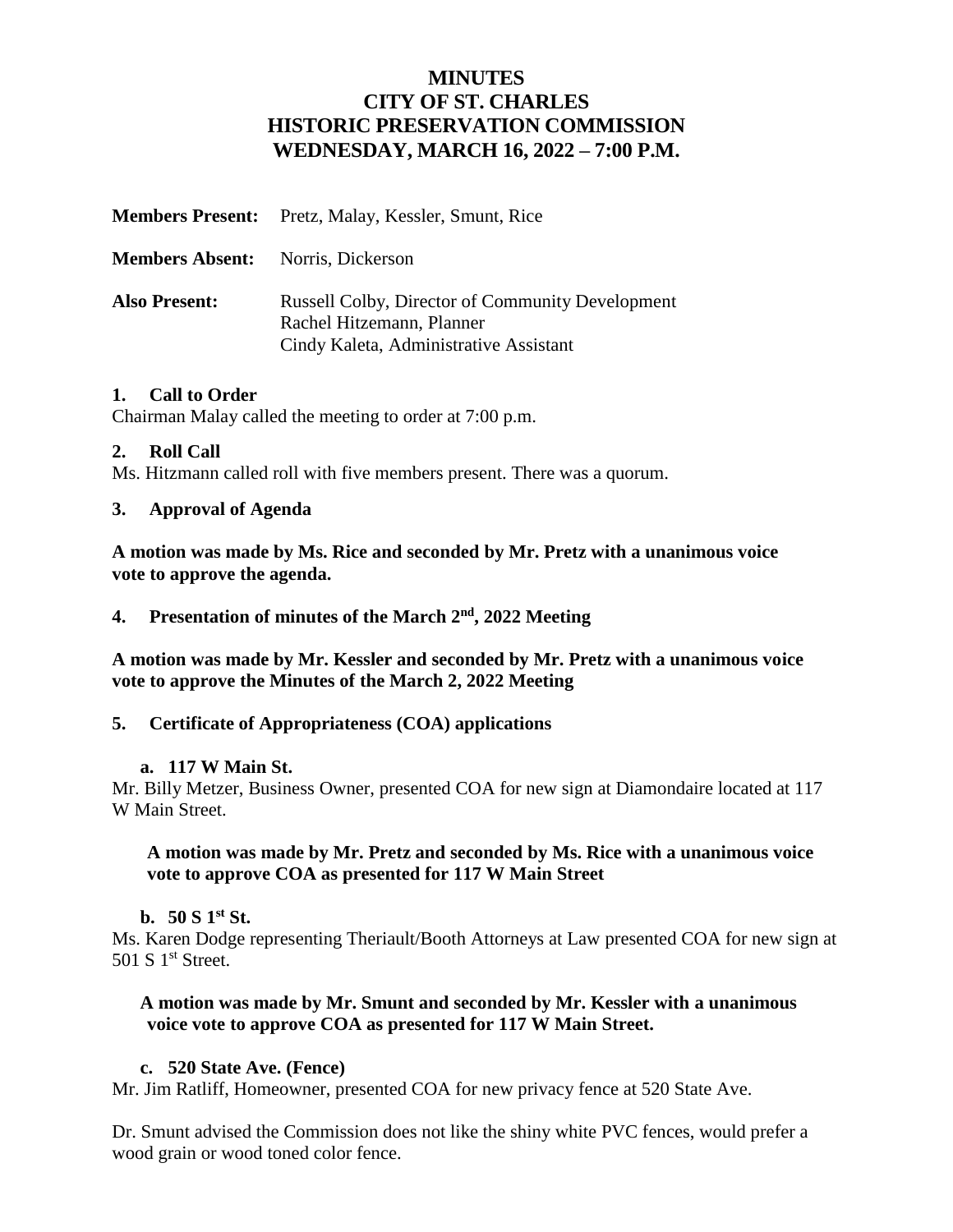# MINUTES
# CITY OF ST. CHARLES
# HISTORIC PRESERVATION COMMISSION
# WEDNESDAY, MARCH 16, 2022 – 7:00 P.M.

**Members Present:** Pretz, Malay, Kessler, Smunt, Rice

**Members Absent:** Norris, Dickerson

**Also Present:** Russell Colby, Director of Community Development
Rachel Hitzemann, Planner
Cindy Kaleta, Administrative Assistant

### 1. Call to Order

Chairman Malay called the meeting to order at 7:00 p.m.

### 2. Roll Call

Ms. Hitzmann called roll with five members present. There was a quorum.

### 3. Approval of Agenda

**A motion was made by Ms. Rice and seconded by Mr. Pretz with a unanimous voice vote to approve the agenda.**

### 4. Presentation of minutes of the March 2nd, 2022 Meeting

**A motion was made by Mr. Kessler and seconded by Mr. Pretz with a unanimous voice vote to approve the Minutes of the March 2, 2022 Meeting**

### 5. Certificate of Appropriateness (COA) applications

**a. 117 W Main St.**

Mr. Billy Metzer, Business Owner, presented COA for new sign at Diamondaire located at 117 W Main Street.

**A motion was made by Mr. Pretz and seconded by Ms. Rice with a unanimous voice vote to approve COA as presented for 117 W Main Street**

**b. 50 S 1st St.**

Ms. Karen Dodge representing Theriault/Booth Attorneys at Law presented COA for new sign at 501 S 1st Street.

**A motion was made by Mr. Smunt and seconded by Mr. Kessler with a unanimous voice vote to approve COA as presented for 117 W Main Street.**

**c. 520 State Ave. (Fence)**

Mr. Jim Ratliff, Homeowner, presented COA for new privacy fence at 520 State Ave.

Dr. Smunt advised the Commission does not like the shiny white PVC fences, would prefer a wood grain or wood toned color fence.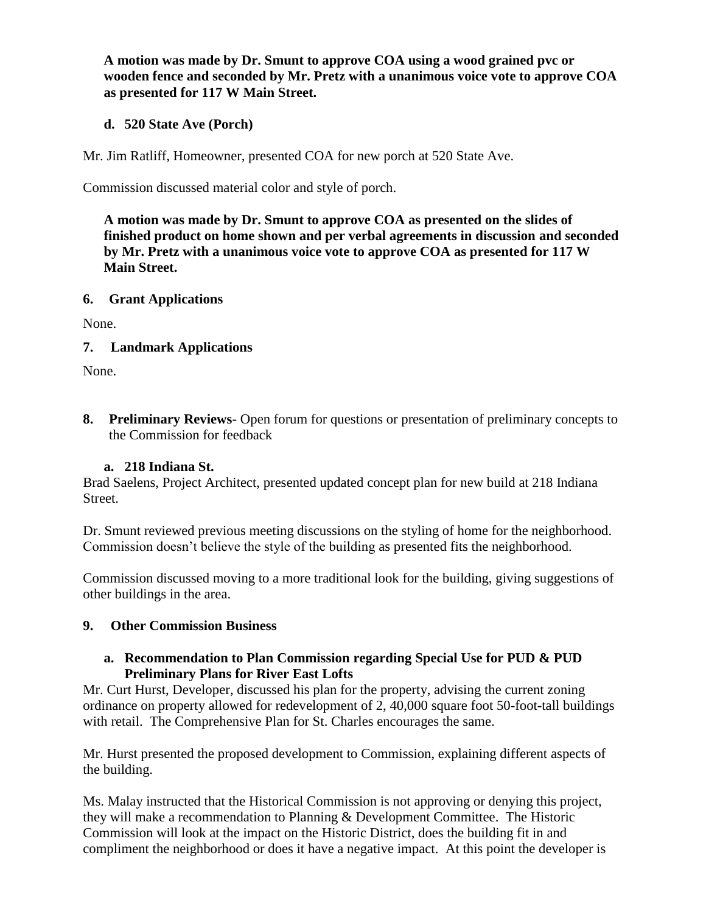**A motion was made by Dr. Smunt to approve COA using a wood grained pvc or wooden fence and seconded by Mr. Pretz with a unanimous voice vote to approve COA as presented for 117 W Main Street.**

**d. 520 State Ave (Porch)**

Mr. Jim Ratliff, Homeowner, presented COA for new porch at 520 State Ave.

Commission discussed material color and style of porch.

**A motion was made by Dr. Smunt to approve COA as presented on the slides of finished product on home shown and per verbal agreements in discussion and seconded by Mr. Pretz with a unanimous voice vote to approve COA as presented for 117 W Main Street.**

**6. Grant Applications**

None.

**7. Landmark Applications**

None.

**8. Preliminary Reviews-** Open forum for questions or presentation of preliminary concepts to the Commission for feedback

**a. 218 Indiana St.**

Brad Saelens, Project Architect, presented updated concept plan for new build at 218 Indiana Street.

Dr. Smunt reviewed previous meeting discussions on the styling of home for the neighborhood. Commission doesn't believe the style of the building as presented fits the neighborhood.

Commission discussed moving to a more traditional look for the building, giving suggestions of other buildings in the area.

**9. Other Commission Business**

**a. Recommendation to Plan Commission regarding Special Use for PUD & PUD Preliminary Plans for River East Lofts**

Mr. Curt Hurst, Developer, discussed his plan for the property, advising the current zoning ordinance on property allowed for redevelopment of 2, 40,000 square foot 50-foot-tall buildings with retail. The Comprehensive Plan for St. Charles encourages the same.

Mr. Hurst presented the proposed development to Commission, explaining different aspects of the building.

Ms. Malay instructed that the Historical Commission is not approving or denying this project, they will make a recommendation to Planning & Development Committee. The Historic Commission will look at the impact on the Historic District, does the building fit in and compliment the neighborhood or does it have a negative impact. At this point the developer is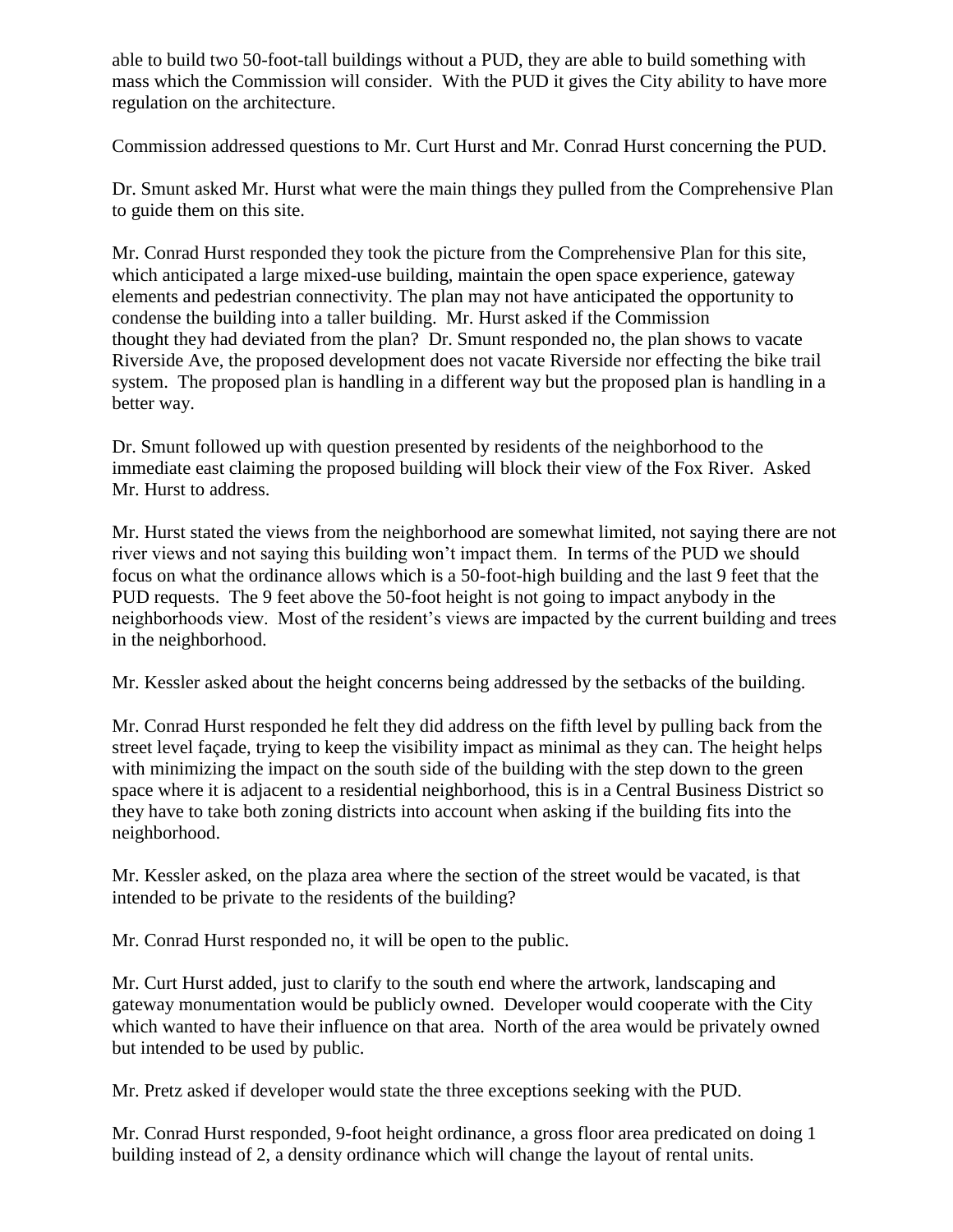able to build two 50-foot-tall buildings without a PUD, they are able to build something with mass which the Commission will consider. With the PUD it gives the City ability to have more regulation on the architecture.

Commission addressed questions to Mr. Curt Hurst and Mr. Conrad Hurst concerning the PUD.

Dr. Smunt asked Mr. Hurst what were the main things they pulled from the Comprehensive Plan to guide them on this site.

Mr. Conrad Hurst responded they took the picture from the Comprehensive Plan for this site, which anticipated a large mixed-use building, maintain the open space experience, gateway elements and pedestrian connectivity. The plan may not have anticipated the opportunity to condense the building into a taller building. Mr. Hurst asked if the Commission thought they had deviated from the plan? Dr. Smunt responded no, the plan shows to vacate Riverside Ave, the proposed development does not vacate Riverside nor effecting the bike trail system. The proposed plan is handling in a different way but the proposed plan is handling in a better way.

Dr. Smunt followed up with question presented by residents of the neighborhood to the immediate east claiming the proposed building will block their view of the Fox River. Asked Mr. Hurst to address.

Mr. Hurst stated the views from the neighborhood are somewhat limited, not saying there are not river views and not saying this building won't impact them. In terms of the PUD we should focus on what the ordinance allows which is a 50-foot-high building and the last 9 feet that the PUD requests. The 9 feet above the 50-foot height is not going to impact anybody in the neighborhoods view. Most of the resident's views are impacted by the current building and trees in the neighborhood.

Mr. Kessler asked about the height concerns being addressed by the setbacks of the building.

Mr. Conrad Hurst responded he felt they did address on the fifth level by pulling back from the street level façade, trying to keep the visibility impact as minimal as they can. The height helps with minimizing the impact on the south side of the building with the step down to the green space where it is adjacent to a residential neighborhood, this is in a Central Business District so they have to take both zoning districts into account when asking if the building fits into the neighborhood.

Mr. Kessler asked, on the plaza area where the section of the street would be vacated, is that intended to be private to the residents of the building?

Mr. Conrad Hurst responded no, it will be open to the public.

Mr. Curt Hurst added, just to clarify to the south end where the artwork, landscaping and gateway monumentation would be publicly owned. Developer would cooperate with the City which wanted to have their influence on that area. North of the area would be privately owned but intended to be used by public.

Mr. Pretz asked if developer would state the three exceptions seeking with the PUD.

Mr. Conrad Hurst responded, 9-foot height ordinance, a gross floor area predicated on doing 1 building instead of 2, a density ordinance which will change the layout of rental units.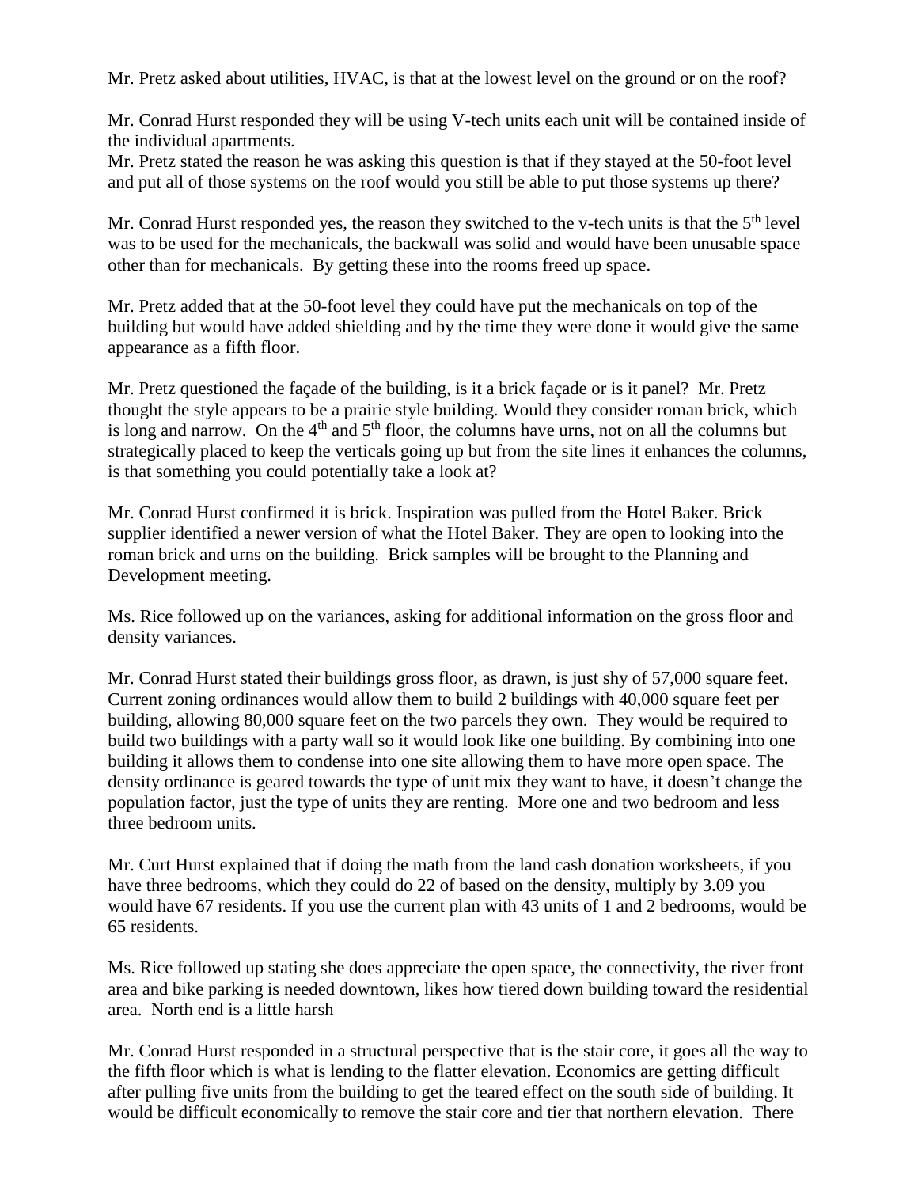Mr. Pretz asked about utilities, HVAC, is that at the lowest level on the ground or on the roof?

Mr. Conrad Hurst responded they will be using V-tech units each unit will be contained inside of the individual apartments.
Mr. Pretz stated the reason he was asking this question is that if they stayed at the 50-foot level and put all of those systems on the roof would you still be able to put those systems up there?

Mr. Conrad Hurst responded yes, the reason they switched to the v-tech units is that the 5th level was to be used for the mechanicals, the backwall was solid and would have been unusable space other than for mechanicals. By getting these into the rooms freed up space.

Mr. Pretz added that at the 50-foot level they could have put the mechanicals on top of the building but would have added shielding and by the time they were done it would give the same appearance as a fifth floor.

Mr. Pretz questioned the façade of the building, is it a brick façade or is it panel? Mr. Pretz thought the style appears to be a prairie style building. Would they consider roman brick, which is long and narrow. On the 4th and 5th floor, the columns have urns, not on all the columns but strategically placed to keep the verticals going up but from the site lines it enhances the columns, is that something you could potentially take a look at?

Mr. Conrad Hurst confirmed it is brick. Inspiration was pulled from the Hotel Baker. Brick supplier identified a newer version of what the Hotel Baker. They are open to looking into the roman brick and urns on the building. Brick samples will be brought to the Planning and Development meeting.

Ms. Rice followed up on the variances, asking for additional information on the gross floor and density variances.

Mr. Conrad Hurst stated their buildings gross floor, as drawn, is just shy of 57,000 square feet. Current zoning ordinances would allow them to build 2 buildings with 40,000 square feet per building, allowing 80,000 square feet on the two parcels they own. They would be required to build two buildings with a party wall so it would look like one building. By combining into one building it allows them to condense into one site allowing them to have more open space. The density ordinance is geared towards the type of unit mix they want to have, it doesn't change the population factor, just the type of units they are renting. More one and two bedroom and less three bedroom units.

Mr. Curt Hurst explained that if doing the math from the land cash donation worksheets, if you have three bedrooms, which they could do 22 of based on the density, multiply by 3.09 you would have 67 residents. If you use the current plan with 43 units of 1 and 2 bedrooms, would be 65 residents.

Ms. Rice followed up stating she does appreciate the open space, the connectivity, the river front area and bike parking is needed downtown, likes how tiered down building toward the residential area. North end is a little harsh

Mr. Conrad Hurst responded in a structural perspective that is the stair core, it goes all the way to the fifth floor which is what is lending to the flatter elevation. Economics are getting difficult after pulling five units from the building to get the teared effect on the south side of building. It would be difficult economically to remove the stair core and tier that northern elevation. There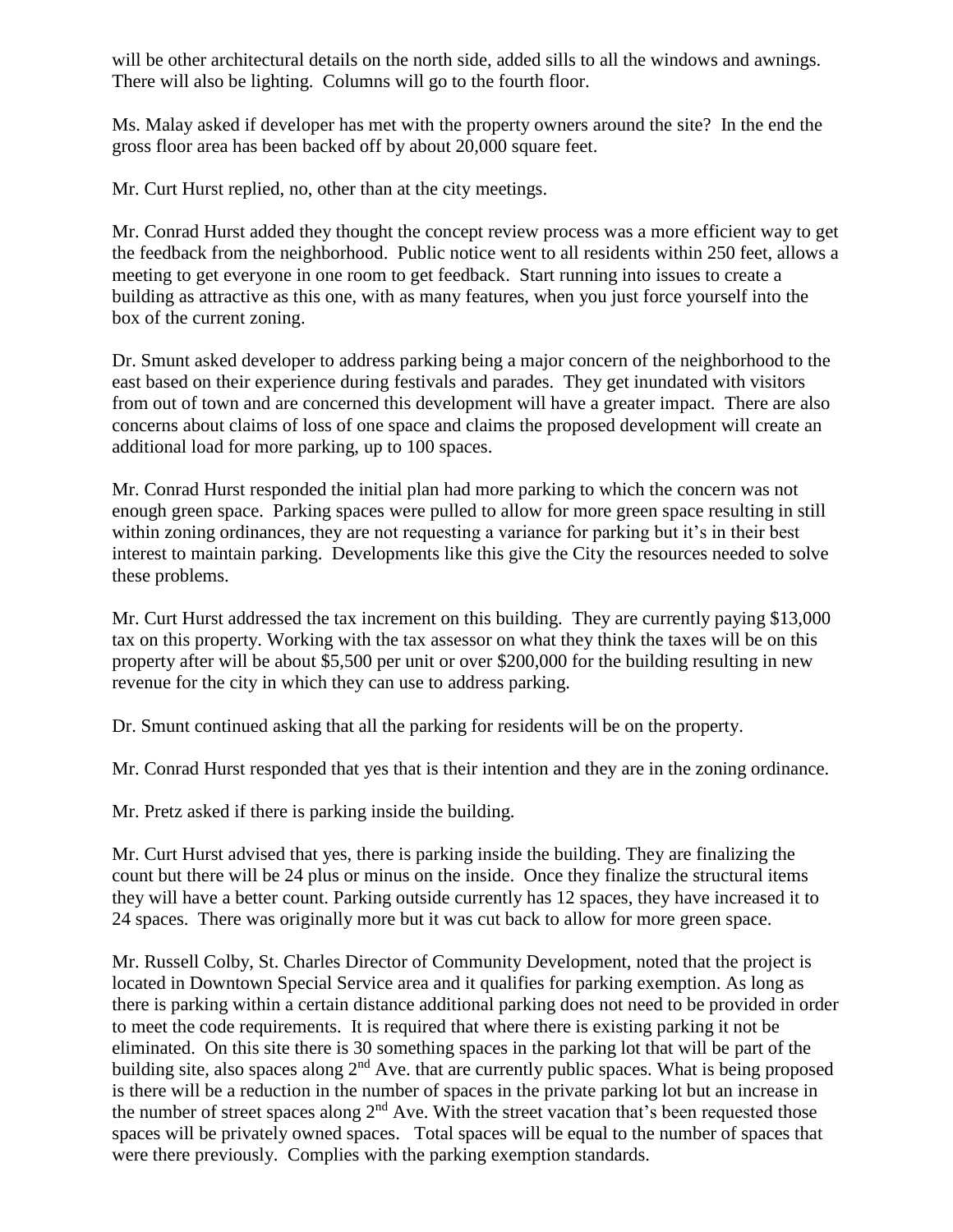will be other architectural details on the north side, added sills to all the windows and awnings. There will also be lighting. Columns will go to the fourth floor.

Ms. Malay asked if developer has met with the property owners around the site? In the end the gross floor area has been backed off by about 20,000 square feet.

Mr. Curt Hurst replied, no, other than at the city meetings.

Mr. Conrad Hurst added they thought the concept review process was a more efficient way to get the feedback from the neighborhood. Public notice went to all residents within 250 feet, allows a meeting to get everyone in one room to get feedback. Start running into issues to create a building as attractive as this one, with as many features, when you just force yourself into the box of the current zoning.

Dr. Smunt asked developer to address parking being a major concern of the neighborhood to the east based on their experience during festivals and parades. They get inundated with visitors from out of town and are concerned this development will have a greater impact. There are also concerns about claims of loss of one space and claims the proposed development will create an additional load for more parking, up to 100 spaces.

Mr. Conrad Hurst responded the initial plan had more parking to which the concern was not enough green space. Parking spaces were pulled to allow for more green space resulting in still within zoning ordinances, they are not requesting a variance for parking but it's in their best interest to maintain parking. Developments like this give the City the resources needed to solve these problems.

Mr. Curt Hurst addressed the tax increment on this building. They are currently paying $13,000 tax on this property. Working with the tax assessor on what they think the taxes will be on this property after will be about $5,500 per unit or over $200,000 for the building resulting in new revenue for the city in which they can use to address parking.

Dr. Smunt continued asking that all the parking for residents will be on the property.

Mr. Conrad Hurst responded that yes that is their intention and they are in the zoning ordinance.

Mr. Pretz asked if there is parking inside the building.

Mr. Curt Hurst advised that yes, there is parking inside the building. They are finalizing the count but there will be 24 plus or minus on the inside. Once they finalize the structural items they will have a better count. Parking outside currently has 12 spaces, they have increased it to 24 spaces. There was originally more but it was cut back to allow for more green space.

Mr. Russell Colby, St. Charles Director of Community Development, noted that the project is located in Downtown Special Service area and it qualifies for parking exemption. As long as there is parking within a certain distance additional parking does not need to be provided in order to meet the code requirements. It is required that where there is existing parking it not be eliminated. On this site there is 30 something spaces in the parking lot that will be part of the building site, also spaces along 2nd Ave. that are currently public spaces. What is being proposed is there will be a reduction in the number of spaces in the private parking lot but an increase in the number of street spaces along 2nd Ave. With the street vacation that's been requested those spaces will be privately owned spaces. Total spaces will be equal to the number of spaces that were there previously. Complies with the parking exemption standards.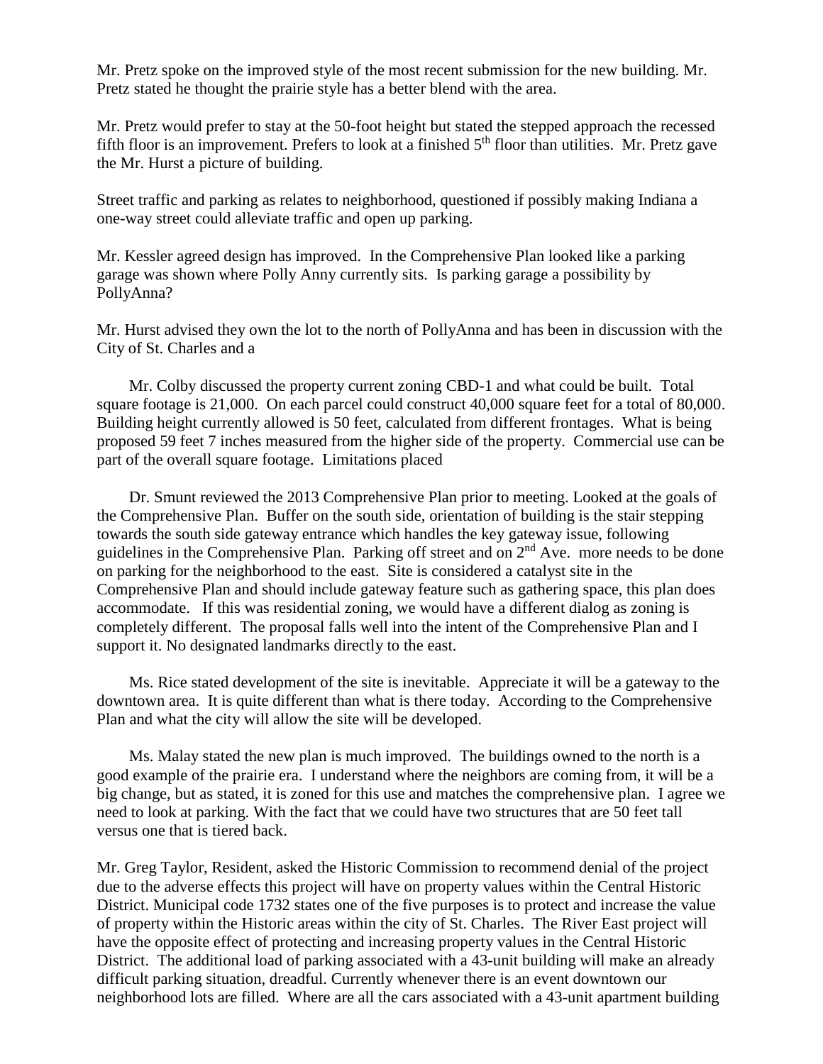Mr. Pretz spoke on the improved style of the most recent submission for the new building. Mr. Pretz stated he thought the prairie style has a better blend with the area.

Mr. Pretz would prefer to stay at the 50-foot height but stated the stepped approach the recessed fifth floor is an improvement. Prefers to look at a finished 5th floor than utilities. Mr. Pretz gave the Mr. Hurst a picture of building.

Street traffic and parking as relates to neighborhood, questioned if possibly making Indiana a one-way street could alleviate traffic and open up parking.

Mr. Kessler agreed design has improved. In the Comprehensive Plan looked like a parking garage was shown where Polly Anny currently sits. Is parking garage a possibility by PollyAnna?

Mr. Hurst advised they own the lot to the north of PollyAnna and has been in discussion with the City of St. Charles and a

Mr. Colby discussed the property current zoning CBD-1 and what could be built. Total square footage is 21,000. On each parcel could construct 40,000 square feet for a total of 80,000. Building height currently allowed is 50 feet, calculated from different frontages. What is being proposed 59 feet 7 inches measured from the higher side of the property. Commercial use can be part of the overall square footage. Limitations placed

Dr. Smunt reviewed the 2013 Comprehensive Plan prior to meeting. Looked at the goals of the Comprehensive Plan. Buffer on the south side, orientation of building is the stair stepping towards the south side gateway entrance which handles the key gateway issue, following guidelines in the Comprehensive Plan. Parking off street and on 2nd Ave. more needs to be done on parking for the neighborhood to the east. Site is considered a catalyst site in the Comprehensive Plan and should include gateway feature such as gathering space, this plan does accommodate. If this was residential zoning, we would have a different dialog as zoning is completely different. The proposal falls well into the intent of the Comprehensive Plan and I support it. No designated landmarks directly to the east.

Ms. Rice stated development of the site is inevitable. Appreciate it will be a gateway to the downtown area. It is quite different than what is there today. According to the Comprehensive Plan and what the city will allow the site will be developed.

Ms. Malay stated the new plan is much improved. The buildings owned to the north is a good example of the prairie era. I understand where the neighbors are coming from, it will be a big change, but as stated, it is zoned for this use and matches the comprehensive plan. I agree we need to look at parking. With the fact that we could have two structures that are 50 feet tall versus one that is tiered back.

Mr. Greg Taylor, Resident, asked the Historic Commission to recommend denial of the project due to the adverse effects this project will have on property values within the Central Historic District. Municipal code 1732 states one of the five purposes is to protect and increase the value of property within the Historic areas within the city of St. Charles. The River East project will have the opposite effect of protecting and increasing property values in the Central Historic District. The additional load of parking associated with a 43-unit building will make an already difficult parking situation, dreadful. Currently whenever there is an event downtown our neighborhood lots are filled. Where are all the cars associated with a 43-unit apartment building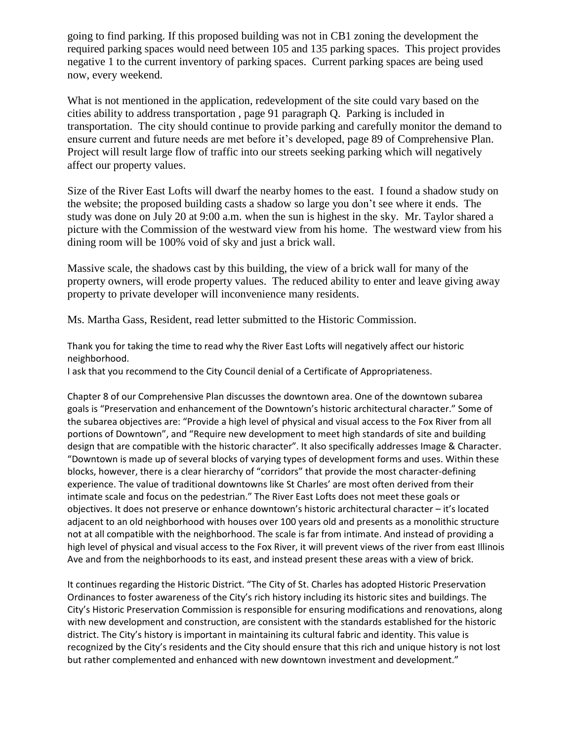going to find parking. If this proposed building was not in CB1 zoning the development the required parking spaces would need between 105 and 135 parking spaces. This project provides negative 1 to the current inventory of parking spaces. Current parking spaces are being used now, every weekend.

What is not mentioned in the application, redevelopment of the site could vary based on the cities ability to address transportation , page 91 paragraph Q. Parking is included in transportation. The city should continue to provide parking and carefully monitor the demand to ensure current and future needs are met before it's developed, page 89 of Comprehensive Plan. Project will result large flow of traffic into our streets seeking parking which will negatively affect our property values.

Size of the River East Lofts will dwarf the nearby homes to the east. I found a shadow study on the website; the proposed building casts a shadow so large you don't see where it ends. The study was done on July 20 at 9:00 a.m. when the sun is highest in the sky. Mr. Taylor shared a picture with the Commission of the westward view from his home. The westward view from his dining room will be 100% void of sky and just a brick wall.

Massive scale, the shadows cast by this building, the view of a brick wall for many of the property owners, will erode property values. The reduced ability to enter and leave giving away property to private developer will inconvenience many residents.

Ms. Martha Gass, Resident, read letter submitted to the Historic Commission.

Thank you for taking the time to read why the River East Lofts will negatively affect our historic neighborhood.
I ask that you recommend to the City Council denial of a Certificate of Appropriateness.

Chapter 8 of our Comprehensive Plan discusses the downtown area. One of the downtown subarea goals is "Preservation and enhancement of the Downtown's historic architectural character." Some of the subarea objectives are: "Provide a high level of physical and visual access to the Fox River from all portions of Downtown", and "Require new development to meet high standards of site and building design that are compatible with the historic character". It also specifically addresses Image & Character. "Downtown is made up of several blocks of varying types of development forms and uses. Within these blocks, however, there is a clear hierarchy of "corridors" that provide the most character-defining experience. The value of traditional downtowns like St Charles' are most often derived from their intimate scale and focus on the pedestrian." The River East Lofts does not meet these goals or objectives. It does not preserve or enhance downtown's historic architectural character – it's located adjacent to an old neighborhood with houses over 100 years old and presents as a monolithic structure not at all compatible with the neighborhood. The scale is far from intimate. And instead of providing a high level of physical and visual access to the Fox River, it will prevent views of the river from east Illinois Ave and from the neighborhoods to its east, and instead present these areas with a view of brick.

It continues regarding the Historic District. "The City of St. Charles has adopted Historic Preservation Ordinances to foster awareness of the City's rich history including its historic sites and buildings. The City's Historic Preservation Commission is responsible for ensuring modifications and renovations, along with new development and construction, are consistent with the standards established for the historic district. The City's history is important in maintaining its cultural fabric and identity. This value is recognized by the City's residents and the City should ensure that this rich and unique history is not lost but rather complemented and enhanced with new downtown investment and development."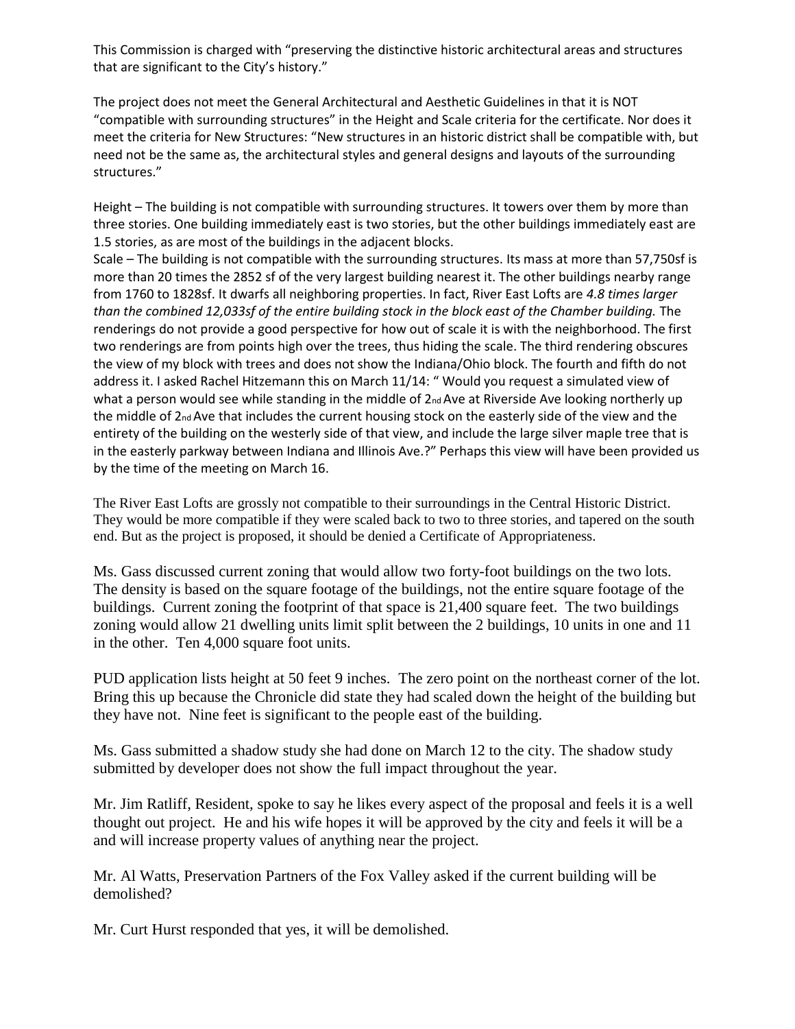This Commission is charged with "preserving the distinctive historic architectural areas and structures that are significant to the City's history."

The project does not meet the General Architectural and Aesthetic Guidelines in that it is NOT "compatible with surrounding structures" in the Height and Scale criteria for the certificate. Nor does it meet the criteria for New Structures: "New structures in an historic district shall be compatible with, but need not be the same as, the architectural styles and general designs and layouts of the surrounding structures."

Height – The building is not compatible with surrounding structures. It towers over them by more than three stories. One building immediately east is two stories, but the other buildings immediately east are 1.5 stories, as are most of the buildings in the adjacent blocks.

Scale – The building is not compatible with the surrounding structures. Its mass at more than 57,750sf is more than 20 times the 2852 sf of the very largest building nearest it. The other buildings nearby range from 1760 to 1828sf. It dwarfs all neighboring properties. In fact, River East Lofts are *4.8 times larger than the combined 12,033sf of the entire building stock in the block east of the Chamber building.* The renderings do not provide a good perspective for how out of scale it is with the neighborhood. The first two renderings are from points high over the trees, thus hiding the scale. The third rendering obscures the view of my block with trees and does not show the Indiana/Ohio block. The fourth and fifth do not address it. I asked Rachel Hitzemann this on March 11/14: " Would you request a simulated view of what a person would see while standing in the middle of 2nd Ave at Riverside Ave looking northerly up the middle of 2nd Ave that includes the current housing stock on the easterly side of the view and the entirety of the building on the westerly side of that view, and include the large silver maple tree that is in the easterly parkway between Indiana and Illinois Ave.?" Perhaps this view will have been provided us by the time of the meeting on March 16.

The River East Lofts are grossly not compatible to their surroundings in the Central Historic District. They would be more compatible if they were scaled back to two to three stories, and tapered on the south end. But as the project is proposed, it should be denied a Certificate of Appropriateness.

Ms. Gass discussed current zoning that would allow two forty-foot buildings on the two lots. The density is based on the square footage of the buildings, not the entire square footage of the buildings. Current zoning the footprint of that space is 21,400 square feet. The two buildings zoning would allow 21 dwelling units limit split between the 2 buildings, 10 units in one and 11 in the other. Ten 4,000 square foot units.

PUD application lists height at 50 feet 9 inches. The zero point on the northeast corner of the lot. Bring this up because the Chronicle did state they had scaled down the height of the building but they have not. Nine feet is significant to the people east of the building.

Ms. Gass submitted a shadow study she had done on March 12 to the city. The shadow study submitted by developer does not show the full impact throughout the year.

Mr. Jim Ratliff, Resident, spoke to say he likes every aspect of the proposal and feels it is a well thought out project. He and his wife hopes it will be approved by the city and feels it will be a and will increase property values of anything near the project.

Mr. Al Watts, Preservation Partners of the Fox Valley asked if the current building will be demolished?

Mr. Curt Hurst responded that yes, it will be demolished.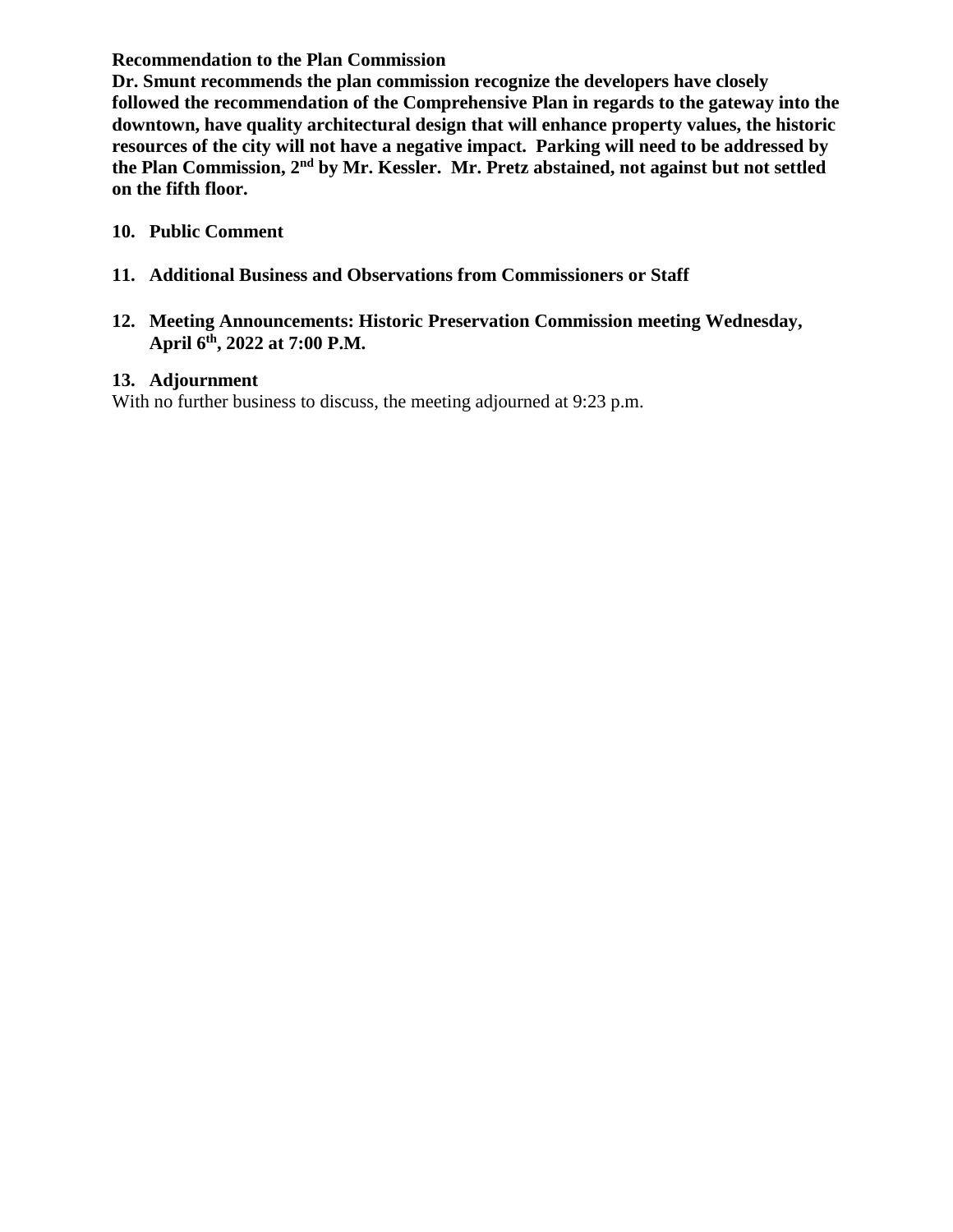**Recommendation to the Plan Commission**

**Dr. Smunt recommends the plan commission recognize the developers have closely followed the recommendation of the Comprehensive Plan in regards to the gateway into the downtown, have quality architectural design that will enhance property values, the historic resources of the city will not have a negative impact. Parking will need to be addressed by the Plan Commission, 2nd by Mr. Kessler. Mr. Pretz abstained, not against but not settled on the fifth floor.**

**10. Public Comment**

**11. Additional Business and Observations from Commissioners or Staff**

**12. Meeting Announcements: Historic Preservation Commission meeting Wednesday, April 6th, 2022 at 7:00 P.M.**

**13. Adjournment**

With no further business to discuss, the meeting adjourned at 9:23 p.m.